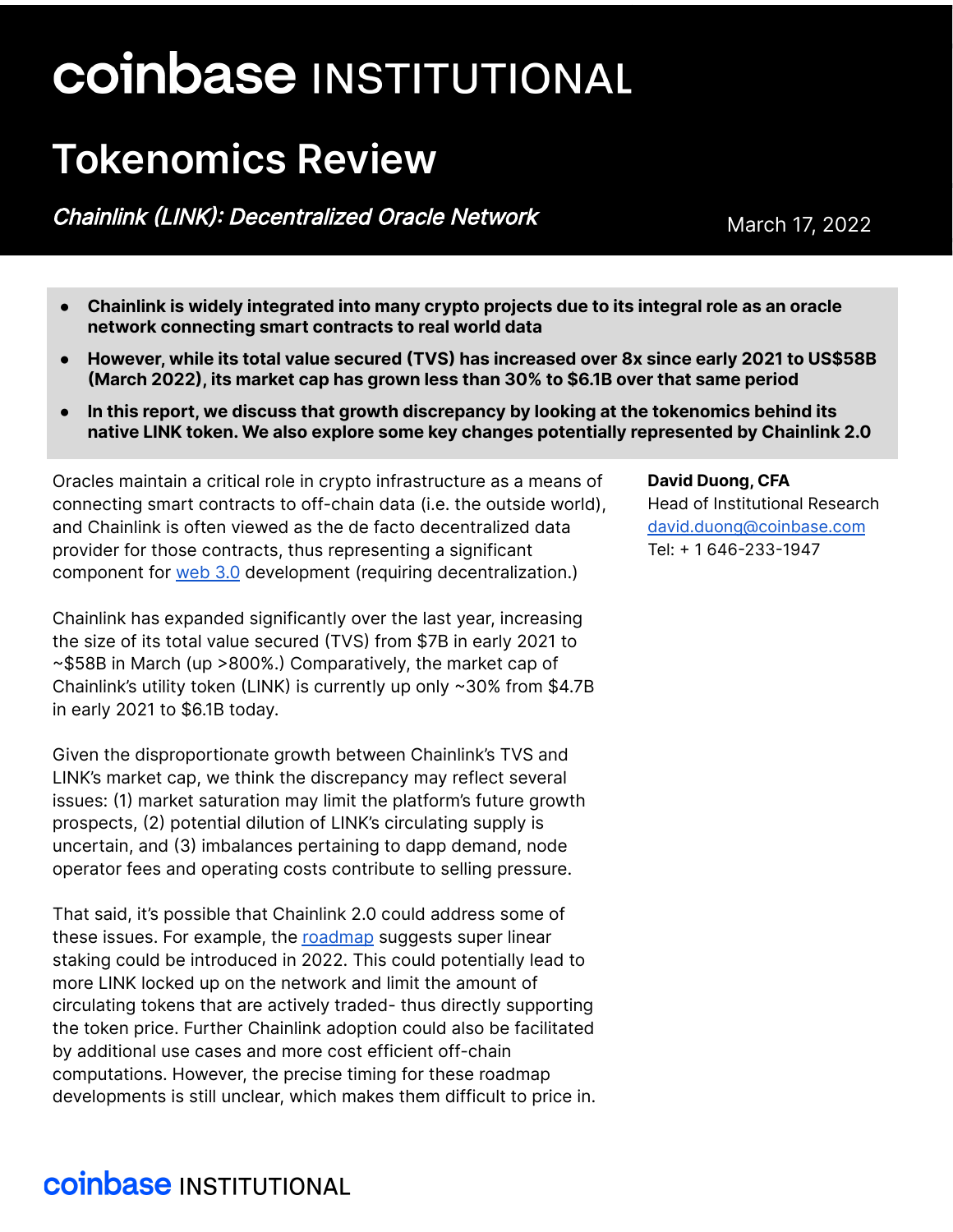# coinbase INSTITUTIONAL

# Tokenomics Review

*Chainlink (LINK): Decentralized Oracle Network*

March 17, 2022

- **Chainlink is widely integrated into many crypto projects due to its integral role as an oracle network connecting smart contracts to real world data**
- **However, while its total value secured (TVS) has increased over 8x since early 2021 to US$58B (March 2022), its market cap has grown less than 30% to $6.1B over that same period**
- **In this report, we discuss that growth discrepancy by looking at the tokenomics behind its native LINK token. We also explore some key changes potentially represented by Chainlink 2.0**

**David Duong, CFA**
Head of Institutional Research
david.duong@coinbase.com
Tel: + 1 646-233-1947

Oracles maintain a critical role in crypto infrastructure as a means of connecting smart contracts to off-chain data (i.e. the outside world), and Chainlink is often viewed as the de facto decentralized data provider for those contracts, thus representing a significant component for web 3.0 development (requiring decentralization.)

Chainlink has expanded significantly over the last year, increasing the size of its total value secured (TVS) from $7B in early 2021 to ~$58B in March (up >800%.) Comparatively, the market cap of Chainlink's utility token (LINK) is currently up only ~30% from $4.7B in early 2021 to $6.1B today.

Given the disproportionate growth between Chainlink's TVS and LINK's market cap, we think the discrepancy may reflect several issues: (1) market saturation may limit the platform's future growth prospects, (2) potential dilution of LINK's circulating supply is uncertain, and (3) imbalances pertaining to dapp demand, node operator fees and operating costs contribute to selling pressure.

That said, it's possible that Chainlink 2.0 could address some of these issues. For example, the roadmap suggests super linear staking could be introduced in 2022. This could potentially lead to more LINK locked up on the network and limit the amount of circulating tokens that are actively traded- thus directly supporting the token price. Further Chainlink adoption could also be facilitated by additional use cases and more cost efficient off-chain computations. However, the precise timing for these roadmap developments is still unclear, which makes them difficult to price in.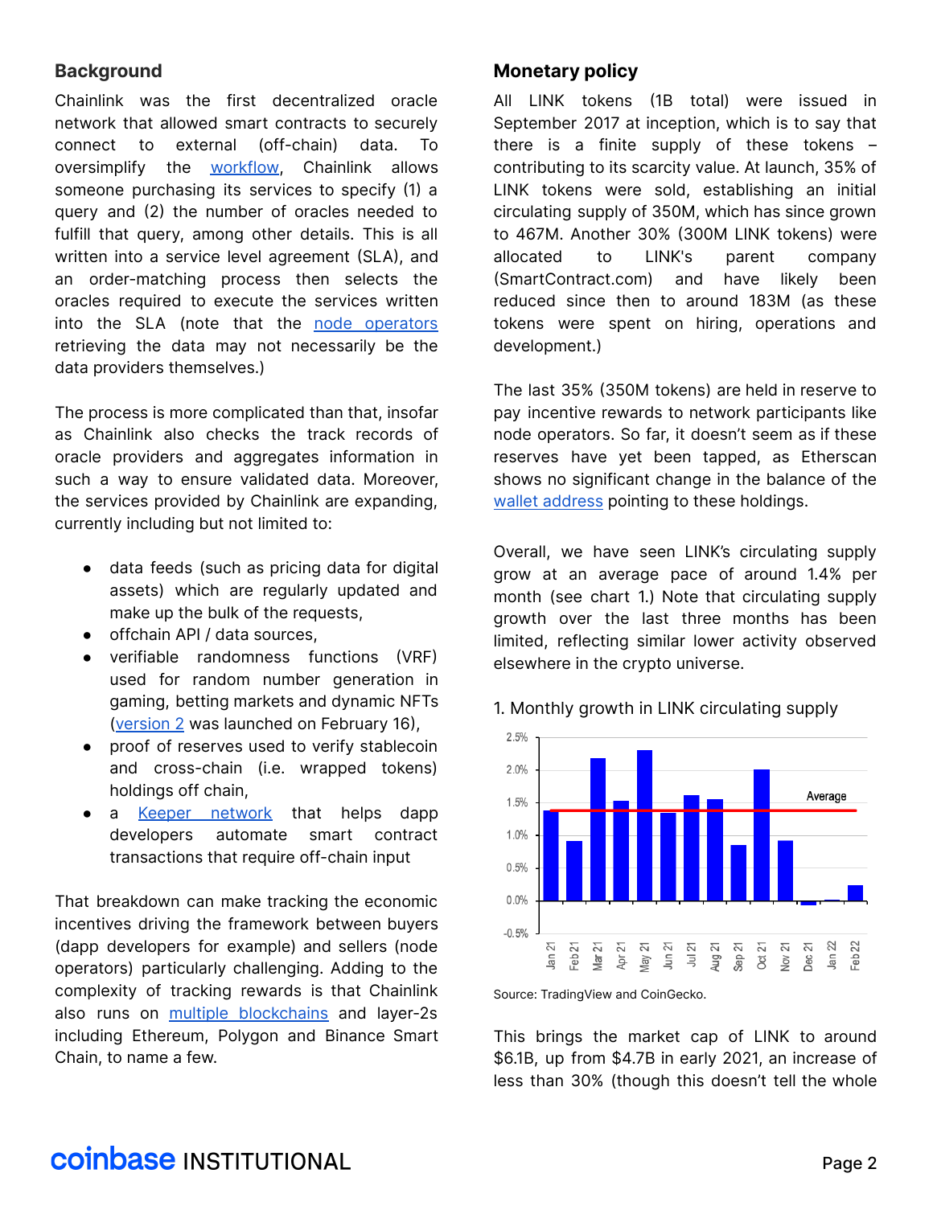## Background

Chainlink was the first decentralized oracle network that allowed smart contracts to securely connect to external (off-chain) data. To oversimplify the workflow, Chainlink allows someone purchasing its services to specify (1) a query and (2) the number of oracles needed to fulfill that query, among other details. This is all written into a service level agreement (SLA), and an order-matching process then selects the oracles required to execute the services written into the SLA (note that the node operators retrieving the data may not necessarily be the data providers themselves.)

The process is more complicated than that, insofar as Chainlink also checks the track records of oracle providers and aggregates information in such a way to ensure validated data. Moreover, the services provided by Chainlink are expanding, currently including but not limited to:

- data feeds (such as pricing data for digital assets) which are regularly updated and make up the bulk of the requests,
- offchain API / data sources,
- verifiable randomness functions (VRF) used for random number generation in gaming, betting markets and dynamic NFTs (version 2 was launched on February 16),
- proof of reserves used to verify stablecoin and cross-chain (i.e. wrapped tokens) holdings off chain,
- a Keeper network that helps dapp developers automate smart contract transactions that require off-chain input

That breakdown can make tracking the economic incentives driving the framework between buyers (dapp developers for example) and sellers (node operators) particularly challenging. Adding to the complexity of tracking rewards is that Chainlink also runs on multiple blockchains and layer-2s including Ethereum, Polygon and Binance Smart Chain, to name a few.

## Monetary policy

All LINK tokens (1B total) were issued in September 2017 at inception, which is to say that there is a finite supply of these tokens – contributing to its scarcity value. At launch, 35% of LINK tokens were sold, establishing an initial circulating supply of 350M, which has since grown to 467M. Another 30% (300M LINK tokens) were allocated to LINK's parent company (SmartContract.com) and have likely been reduced since then to around 183M (as these tokens were spent on hiring, operations and development.)

The last 35% (350M tokens) are held in reserve to pay incentive rewards to network participants like node operators. So far, it doesn't seem as if these reserves have yet been tapped, as Etherscan shows no significant change in the balance of the wallet address pointing to these holdings.

Overall, we have seen LINK's circulating supply grow at an average pace of around 1.4% per month (see chart 1.) Note that circulating supply growth over the last three months has been limited, reflecting similar lower activity observed elsewhere in the crypto universe.

1. Monthly growth in LINK circulating supply

Source: TradingView and CoinGecko.

This brings the market cap of LINK to around $6.1B, up from $4.7B in early 2021, an increase of less than 30% (though this doesn't tell the whole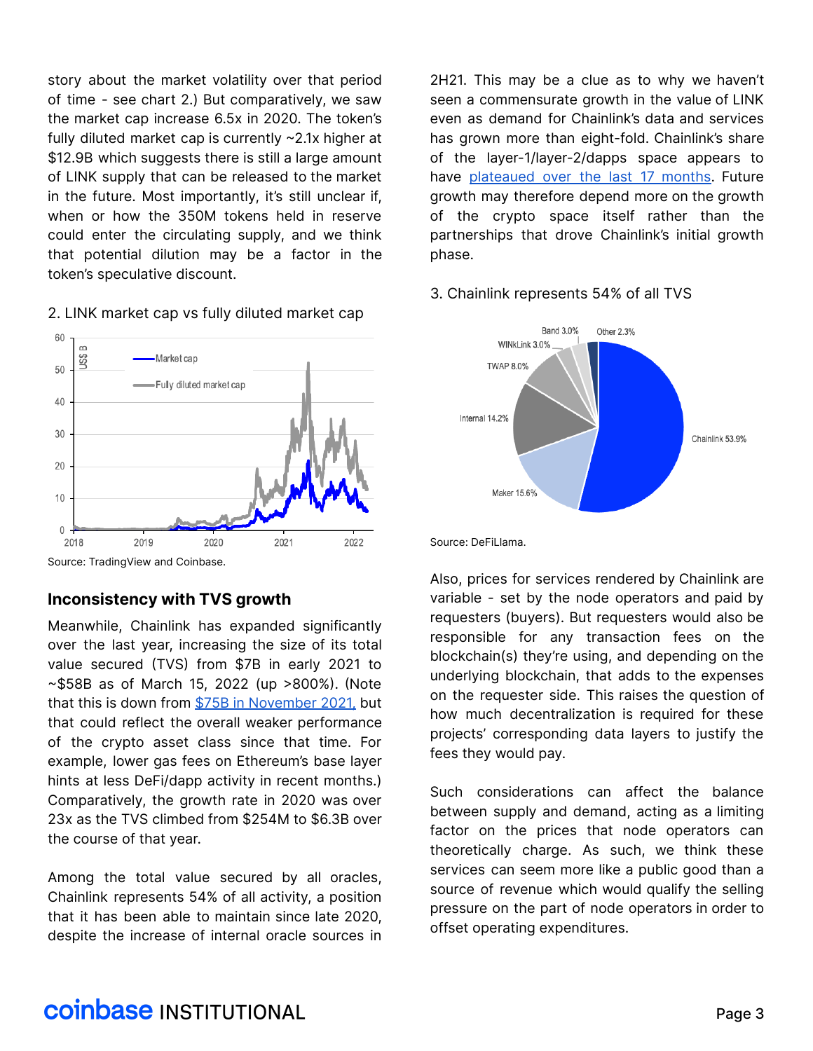story about the market volatility over that period of time - see chart 2.) But comparatively, we saw the market cap increase 6.5x in 2020. The token's fully diluted market cap is currently ~2.1x higher at $12.9B which suggests there is still a large amount of LINK supply that can be released to the market in the future. Most importantly, it's still unclear if, when or how the 350M tokens held in reserve could enter the circulating supply, and we think that potential dilution may be a factor in the token's speculative discount.

2. LINK market cap vs fully diluted market cap

Source: TradingView and Coinbase.

## Inconsistency with TVS growth

Meanwhile, Chainlink has expanded significantly over the last year, increasing the size of its total value secured (TVS) from $7B in early 2021 to ~$58B as of March 15, 2022 (up >800%). (Note that this is down from [$75B in November 2021,](#) but that could reflect the overall weaker performance of the crypto asset class since that time. For example, lower gas fees on Ethereum's base layer hints at less DeFi/dapp activity in recent months.) Comparatively, the growth rate in 2020 was over 23x as the TVS climbed from $254M to $6.3B over the course of that year.

Among the total value secured by all oracles, Chainlink represents 54% of all activity, a position that it has been able to maintain since late 2020, despite the increase of internal oracle sources in 2H21. This may be a clue as to why we haven't seen a commensurate growth in the value of LINK even as demand for Chainlink's data and services has grown more than eight-fold. Chainlink's share of the layer-1/layer-2/dapps space appears to have [plateaued over the last 17 months](#). Future growth may therefore depend more on the growth of the crypto space itself rather than the partnerships that drove Chainlink's initial growth phase.

3. Chainlink represents 54% of all TVS

Source: DeFiLlama.

Also, prices for services rendered by Chainlink are variable - set by the node operators and paid by requesters (buyers). But requesters would also be responsible for any transaction fees on the blockchain(s) they're using, and depending on the underlying blockchain, that adds to the expenses on the requester side. This raises the question of how much decentralization is required for these projects' corresponding data layers to justify the fees they would pay.

Such considerations can affect the balance between supply and demand, acting as a limiting factor on the prices that node operators can theoretically charge. As such, we think these services can seem more like a public good than a source of revenue which would qualify the selling pressure on the part of node operators in order to offset operating expenditures.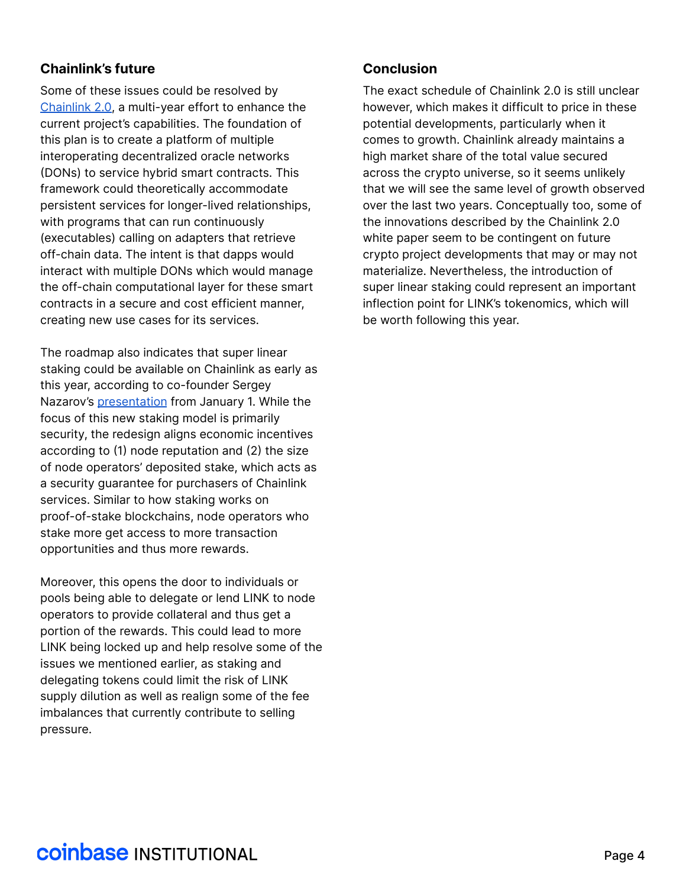## Chainlink's future

Some of these issues could be resolved by Chainlink 2.0, a multi-year effort to enhance the current project's capabilities. The foundation of this plan is to create a platform of multiple interoperating decentralized oracle networks (DONs) to service hybrid smart contracts. This framework could theoretically accommodate persistent services for longer-lived relationships, with programs that can run continuously (executables) calling on adapters that retrieve off-chain data. The intent is that dapps would interact with multiple DONs which would manage the off-chain computational layer for these smart contracts in a secure and cost efficient manner, creating new use cases for its services.

The roadmap also indicates that super linear staking could be available on Chainlink as early as this year, according to co-founder Sergey Nazarov's presentation from January 1. While the focus of this new staking model is primarily security, the redesign aligns economic incentives according to (1) node reputation and (2) the size of node operators' deposited stake, which acts as a security guarantee for purchasers of Chainlink services. Similar to how staking works on proof-of-stake blockchains, node operators who stake more get access to more transaction opportunities and thus more rewards.

Moreover, this opens the door to individuals or pools being able to delegate or lend LINK to node operators to provide collateral and thus get a portion of the rewards. This could lead to more LINK being locked up and help resolve some of the issues we mentioned earlier, as staking and delegating tokens could limit the risk of LINK supply dilution as well as realign some of the fee imbalances that currently contribute to selling pressure.

## Conclusion

The exact schedule of Chainlink 2.0 is still unclear however, which makes it difficult to price in these potential developments, particularly when it comes to growth. Chainlink already maintains a high market share of the total value secured across the crypto universe, so it seems unlikely that we will see the same level of growth observed over the last two years. Conceptually too, some of the innovations described by the Chainlink 2.0 white paper seem to be contingent on future crypto project developments that may or may not materialize. Nevertheless, the introduction of super linear staking could represent an important inflection point for LINK's tokenomics, which will be worth following this year.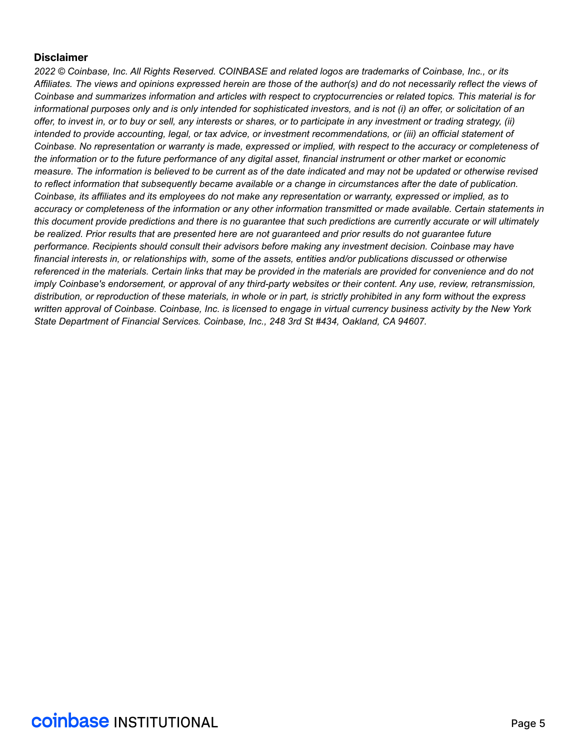### Disclaimer

*2022 © Coinbase, Inc. All Rights Reserved. COINBASE and related logos are trademarks of Coinbase, Inc., or its Affiliates. The views and opinions expressed herein are those of the author(s) and do not necessarily reflect the views of Coinbase and summarizes information and articles with respect to cryptocurrencies or related topics. This material is for informational purposes only and is only intended for sophisticated investors, and is not (i) an offer, or solicitation of an offer, to invest in, or to buy or sell, any interests or shares, or to participate in any investment or trading strategy, (ii) intended to provide accounting, legal, or tax advice, or investment recommendations, or (iii) an official statement of Coinbase. No representation or warranty is made, expressed or implied, with respect to the accuracy or completeness of the information or to the future performance of any digital asset, financial instrument or other market or economic measure. The information is believed to be current as of the date indicated and may not be updated or otherwise revised to reflect information that subsequently became available or a change in circumstances after the date of publication. Coinbase, its affiliates and its employees do not make any representation or warranty, expressed or implied, as to accuracy or completeness of the information or any other information transmitted or made available. Certain statements in this document provide predictions and there is no guarantee that such predictions are currently accurate or will ultimately be realized. Prior results that are presented here are not guaranteed and prior results do not guarantee future performance. Recipients should consult their advisors before making any investment decision. Coinbase may have financial interests in, or relationships with, some of the assets, entities and/or publications discussed or otherwise referenced in the materials. Certain links that may be provided in the materials are provided for convenience and do not imply Coinbase's endorsement, or approval of any third-party websites or their content. Any use, review, retransmission, distribution, or reproduction of these materials, in whole or in part, is strictly prohibited in any form without the express written approval of Coinbase. Coinbase, Inc. is licensed to engage in virtual currency business activity by the New York State Department of Financial Services. Coinbase, Inc., 248 3rd St #434, Oakland, CA 94607.*